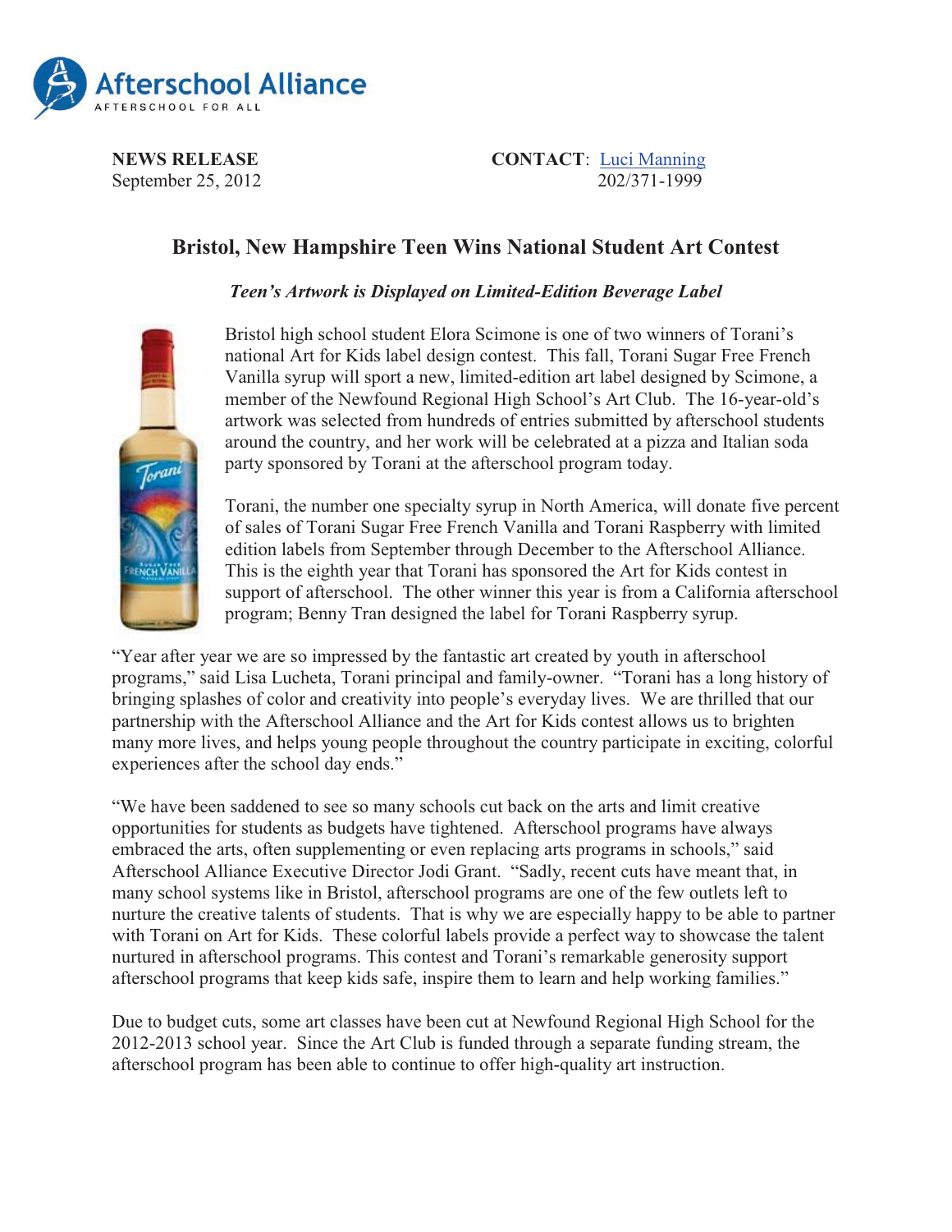**NEWS RELEASE**
September 25, 2012

**CONTACT**: Luci Manning
202/371-1999

# Bristol, New Hampshire Teen Wins National Student Art Contest

***Teen's Artwork is Displayed on Limited-Edition Beverage Label***

Bristol high school student Elora Scimone is one of two winners of Torani's national Art for Kids label design contest. This fall, Torani Sugar Free French Vanilla syrup will sport a new, limited-edition art label designed by Scimone, a member of the Newfound Regional High School's Art Club. The 16-year-old's artwork was selected from hundreds of entries submitted by afterschool students around the country, and her work will be celebrated at a pizza and Italian soda party sponsored by Torani at the afterschool program today.

Torani, the number one specialty syrup in North America, will donate five percent of sales of Torani Sugar Free French Vanilla and Torani Raspberry with limited edition labels from September through December to the Afterschool Alliance. This is the eighth year that Torani has sponsored the Art for Kids contest in support of afterschool. The other winner this year is from a California afterschool program; Benny Tran designed the label for Torani Raspberry syrup.

"Year after year we are so impressed by the fantastic art created by youth in afterschool programs," said Lisa Lucheta, Torani principal and family-owner. "Torani has a long history of bringing splashes of color and creativity into people's everyday lives. We are thrilled that our partnership with the Afterschool Alliance and the Art for Kids contest allows us to brighten many more lives, and helps young people throughout the country participate in exciting, colorful experiences after the school day ends."

"We have been saddened to see so many schools cut back on the arts and limit creative opportunities for students as budgets have tightened. Afterschool programs have always embraced the arts, often supplementing or even replacing arts programs in schools," said Afterschool Alliance Executive Director Jodi Grant. "Sadly, recent cuts have meant that, in many school systems like in Bristol, afterschool programs are one of the few outlets left to nurture the creative talents of students. That is why we are especially happy to be able to partner with Torani on Art for Kids. These colorful labels provide a perfect way to showcase the talent nurtured in afterschool programs. This contest and Torani's remarkable generosity support afterschool programs that keep kids safe, inspire them to learn and help working families."

Due to budget cuts, some art classes have been cut at Newfound Regional High School for the 2012-2013 school year. Since the Art Club is funded through a separate funding stream, the afterschool program has been able to continue to offer high-quality art instruction.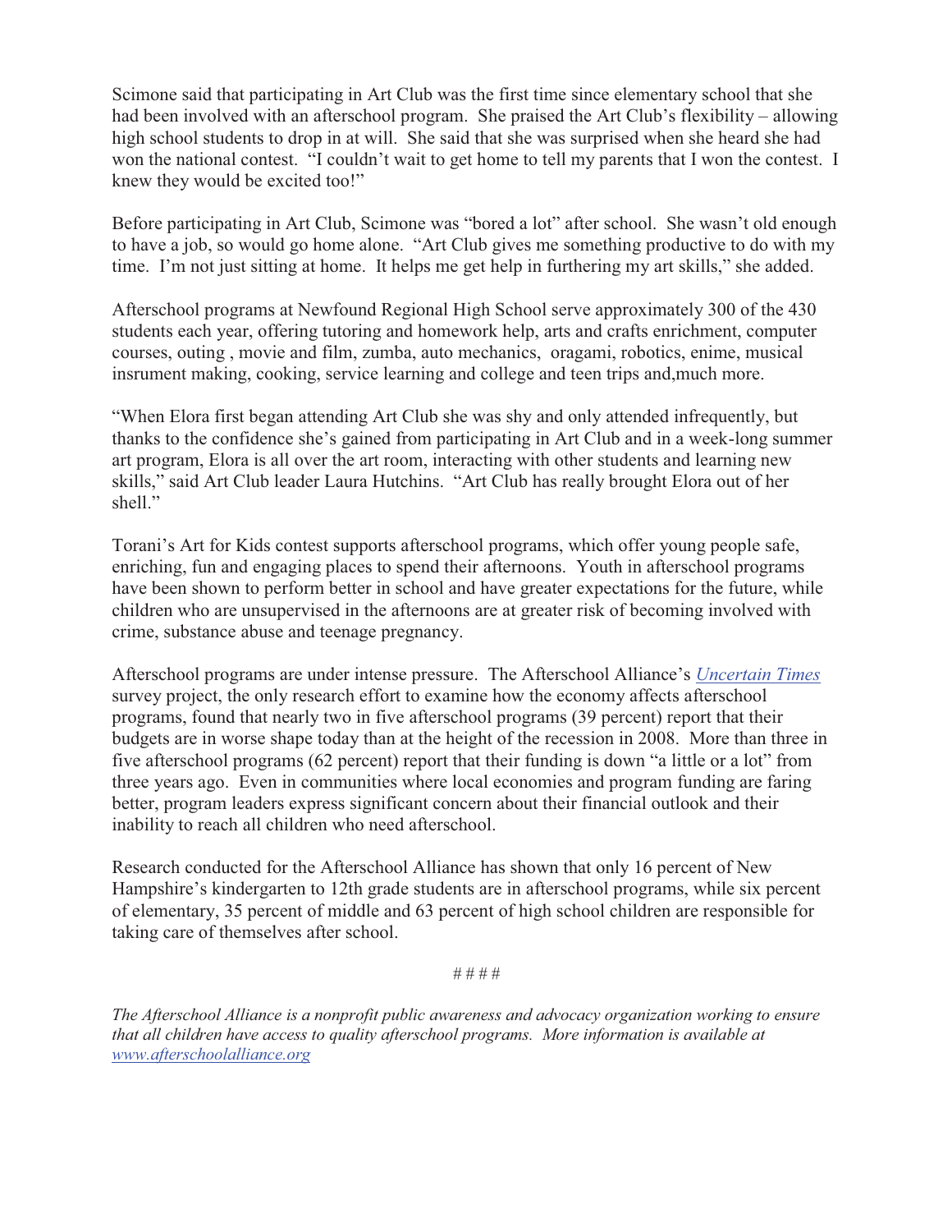Scimone said that participating in Art Club was the first time since elementary school that she had been involved with an afterschool program. She praised the Art Club's flexibility – allowing high school students to drop in at will. She said that she was surprised when she heard she had won the national contest. "I couldn't wait to get home to tell my parents that I won the contest. I knew they would be excited too!"

Before participating in Art Club, Scimone was "bored a lot" after school. She wasn't old enough to have a job, so would go home alone. "Art Club gives me something productive to do with my time. I'm not just sitting at home. It helps me get help in furthering my art skills," she added.

Afterschool programs at Newfound Regional High School serve approximately 300 of the 430 students each year, offering tutoring and homework help, arts and crafts enrichment, computer courses, outing , movie and film, zumba, auto mechanics, oragami, robotics, enime, musical insrument making, cooking, service learning and college and teen trips and,much more.

"When Elora first began attending Art Club she was shy and only attended infrequently, but thanks to the confidence she's gained from participating in Art Club and in a week-long summer art program, Elora is all over the art room, interacting with other students and learning new skills," said Art Club leader Laura Hutchins. "Art Club has really brought Elora out of her shell."

Torani's Art for Kids contest supports afterschool programs, which offer young people safe, enriching, fun and engaging places to spend their afternoons. Youth in afterschool programs have been shown to perform better in school and have greater expectations for the future, while children who are unsupervised in the afternoons are at greater risk of becoming involved with crime, substance abuse and teenage pregnancy.

Afterschool programs are under intense pressure. The Afterschool Alliance's *Uncertain Times* survey project, the only research effort to examine how the economy affects afterschool programs, found that nearly two in five afterschool programs (39 percent) report that their budgets are in worse shape today than at the height of the recession in 2008. More than three in five afterschool programs (62 percent) report that their funding is down "a little or a lot" from three years ago. Even in communities where local economies and program funding are faring better, program leaders express significant concern about their financial outlook and their inability to reach all children who need afterschool.

Research conducted for the Afterschool Alliance has shown that only 16 percent of New Hampshire's kindergarten to 12th grade students are in afterschool programs, while six percent of elementary, 35 percent of middle and 63 percent of high school children are responsible for taking care of themselves after school.

# # # #

*The Afterschool Alliance is a nonprofit public awareness and advocacy organization working to ensure that all children have access to quality afterschool programs. More information is available at www.afterschoolalliance.org*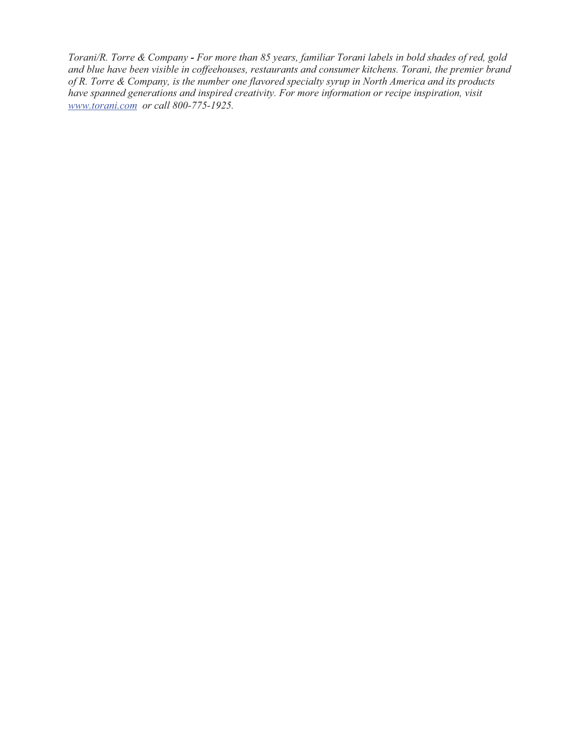*Torani/R. Torre & Company* **-** *For more than 85 years, familiar Torani labels in bold shades of red, gold and blue have been visible in coffeehouses, restaurants and consumer kitchens. Torani, the premier brand of R. Torre & Company, is the number one flavored specialty syrup in North America and its products have spanned generations and inspired creativity. For more information or recipe inspiration, visit [www.torani.com](http://www.torani.com) or call 800-775-1925.*